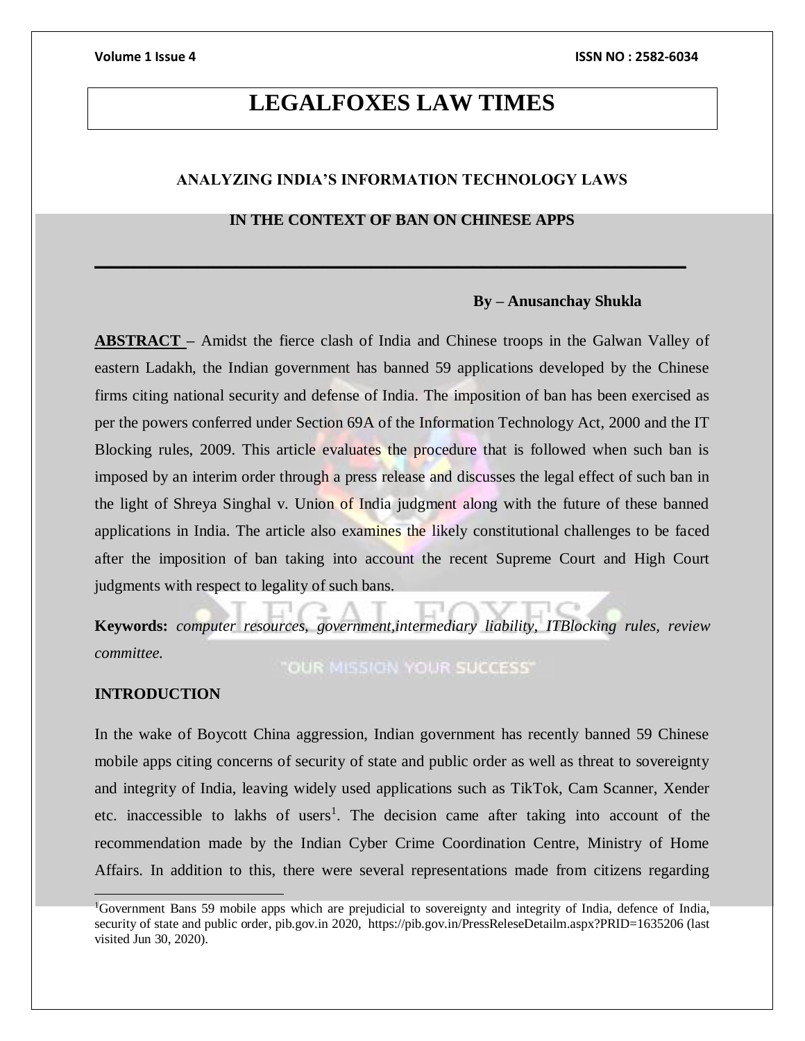# LEGALFOXES LAW TIMES

## ANALYZING INDIA'S INFORMATION TECHNOLOGY LAWS IN THE CONTEXT OF BAN ON CHINESE APPS

**By – Anusanchay Shukla**

**ABSTRACT –** Amidst the fierce clash of India and Chinese troops in the Galwan Valley of eastern Ladakh, the Indian government has banned 59 applications developed by the Chinese firms citing national security and defense of India. The imposition of ban has been exercised as per the powers conferred under Section 69A of the Information Technology Act, 2000 and the IT Blocking rules, 2009. This article evaluates the procedure that is followed when such ban is imposed by an interim order through a press release and discusses the legal effect of such ban in the light of Shreya Singhal v. Union of India judgment along with the future of these banned applications in India. The article also examines the likely constitutional challenges to be faced after the imposition of ban taking into account the recent Supreme Court and High Court judgments with respect to legality of such bans.

**Keywords:** *computer resources, government,intermediary liability, ITBlocking rules, review committee.*

### INTRODUCTION

In the wake of Boycott China aggression, Indian government has recently banned 59 Chinese mobile apps citing concerns of security of state and public order as well as threat to sovereignty and integrity of India, leaving widely used applications such as TikTok, Cam Scanner, Xender etc. inaccessible to lakhs of users[1]. The decision came after taking into account of the recommendation made by the Indian Cyber Crime Coordination Centre, Ministry of Home Affairs. In addition to this, there were several representations made from citizens regarding

---

[1]Government Bans 59 mobile apps which are prejudicial to sovereignty and integrity of India, defence of India, security of state and public order, pib.gov.in 2020, https://pib.gov.in/PressReleseDetailm.aspx?PRID=1635206 (last visited Jun 30, 2020).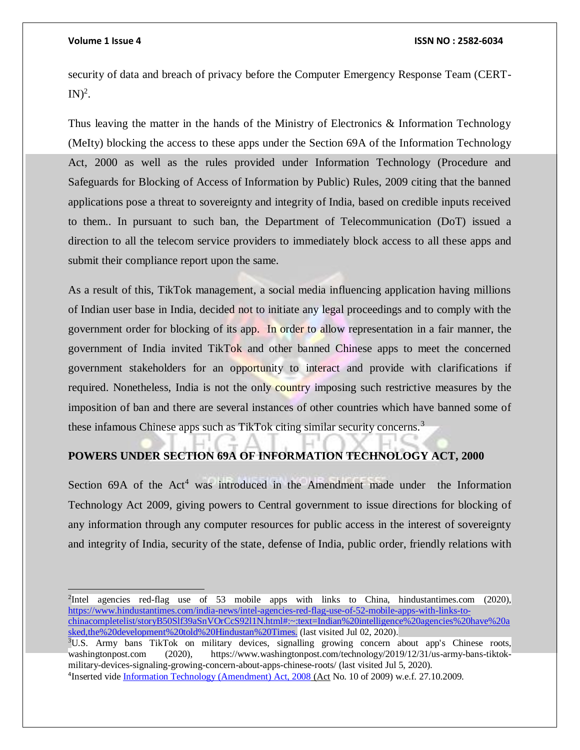security of data and breach of privacy before the Computer Emergency Response Team (CERT-IN)[2].

Thus leaving the matter in the hands of the Ministry of Electronics & Information Technology (MeIty) blocking the access to these apps under the Section 69A of the Information Technology Act, 2000 as well as the rules provided under Information Technology (Procedure and Safeguards for Blocking of Access of Information by Public) Rules, 2009 citing that the banned applications pose a threat to sovereignty and integrity of India, based on credible inputs received to them.. In pursuant to such ban, the Department of Telecommunication (DoT) issued a direction to all the telecom service providers to immediately block access to all these apps and submit their compliance report upon the same.

As a result of this, TikTok management, a social media influencing application having millions of Indian user base in India, decided not to initiate any legal proceedings and to comply with the government order for blocking of its app. In order to allow representation in a fair manner, the government of India invited TikTok and other banned Chinese apps to meet the concerned government stakeholders for an opportunity to interact and provide with clarifications if required. Nonetheless, India is not the only country imposing such restrictive measures by the imposition of ban and there are several instances of other countries which have banned some of these infamous Chinese apps such as TikTok citing similar security concerns.[3]

## POWERS UNDER SECTION 69A OF INFORMATION TECHNOLOGY ACT, 2000

Section 69A of the Act[4] was introduced in the Amendment made under the Information Technology Act 2009, giving powers to Central government to issue directions for blocking of any information through any computer resources for public access in the interest of sovereignty and integrity of India, security of the state, defense of India, public order, friendly relations with

---

[2]Intel agencies red-flag use of 53 mobile apps with links to China, hindustantimes.com (2020), https://www.hindustantimes.com/india-news/intel-agencies-red-flag-use-of-52-mobile-apps-with-links-to-chinacompletelist/storyB50Slf39aSnVOrCcS92l1N.html#:~:text=Indian%20intelligence%20agencies%20have%20asked,the%20development%20told%20Hindustan%20Times. (last visited Jul 02, 2020).

[3]U.S. Army bans TikTok on military devices, signalling growing concern about app's Chinese roots, washingtonpost.com (2020), https://www.washingtonpost.com/technology/2019/12/31/us-army-bans-tiktok-military-devices-signaling-growing-concern-about-apps-chinese-roots/ (last visited Jul 5, 2020).

[4]Inserted vide Information Technology (Amendment) Act, 2008 (Act No. 10 of 2009) w.e.f. 27.10.2009.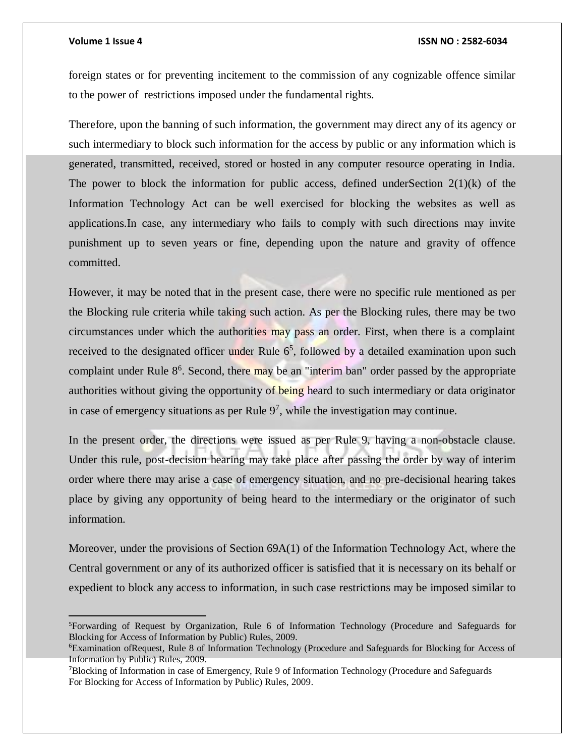foreign states or for preventing incitement to the commission of any cognizable offence similar to the power of restrictions imposed under the fundamental rights.

Therefore, upon the banning of such information, the government may direct any of its agency or such intermediary to block such information for the access by public or any information which is generated, transmitted, received, stored or hosted in any computer resource operating in India. The power to block the information for public access, defined underSection 2(1)(k) of the Information Technology Act can be well exercised for blocking the websites as well as applications.In case, any intermediary who fails to comply with such directions may invite punishment up to seven years or fine, depending upon the nature and gravity of offence committed.

However, it may be noted that in the present case, there were no specific rule mentioned as per the Blocking rule criteria while taking such action. As per the Blocking rules, there may be two circumstances under which the authorities may pass an order. First, when there is a complaint received to the designated officer under Rule 6[5], followed by a detailed examination upon such complaint under Rule 8[6]. Second, there may be an "interim ban" order passed by the appropriate authorities without giving the opportunity of being heard to such intermediary or data originator in case of emergency situations as per Rule 9[7], while the investigation may continue.

In the present order, the directions were issued as per Rule 9, having a non-obstacle clause. Under this rule, post-decision hearing may take place after passing the order by way of interim order where there may arise a case of emergency situation, and no pre-decisional hearing takes place by giving any opportunity of being heard to the intermediary or the originator of such information.

Moreover, under the provisions of Section 69A(1) of the Information Technology Act, where the Central government or any of its authorized officer is satisfied that it is necessary on its behalf or expedient to block any access to information, in such case restrictions may be imposed similar to

---

[5]Forwarding of Request by Organization, Rule 6 of Information Technology (Procedure and Safeguards for Blocking for Access of Information by Public) Rules, 2009.

[6]Examination ofRequest, Rule 8 of Information Technology (Procedure and Safeguards for Blocking for Access of Information by Public) Rules, 2009.

[7]Blocking of Information in case of Emergency, Rule 9 of Information Technology (Procedure and Safeguards For Blocking for Access of Information by Public) Rules, 2009.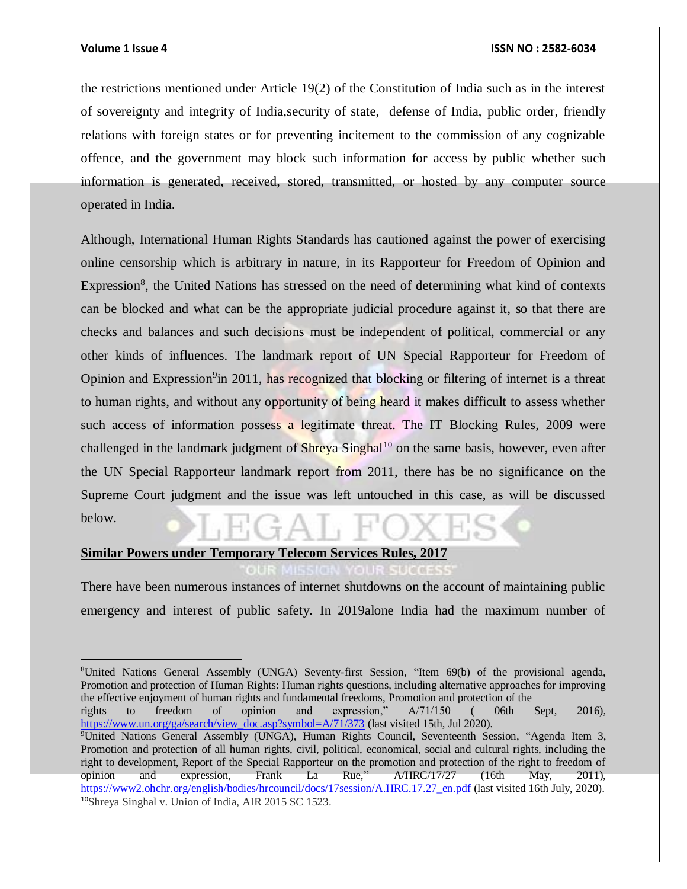the restrictions mentioned under Article 19(2) of the Constitution of India such as in the interest of sovereignty and integrity of India,security of state, defense of India, public order, friendly relations with foreign states or for preventing incitement to the commission of any cognizable offence, and the government may block such information for access by public whether such information is generated, received, stored, transmitted, or hosted by any computer source operated in India.

Although, International Human Rights Standards has cautioned against the power of exercising online censorship which is arbitrary in nature, in its Rapporteur for Freedom of Opinion and Expression[8], the United Nations has stressed on the need of determining what kind of contexts can be blocked and what can be the appropriate judicial procedure against it, so that there are checks and balances and such decisions must be independent of political, commercial or any other kinds of influences. The landmark report of UN Special Rapporteur for Freedom of Opinion and Expression[9]in 2011, has recognized that blocking or filtering of internet is a threat to human rights, and without any opportunity of being heard it makes difficult to assess whether such access of information possess a legitimate threat. The IT Blocking Rules, 2009 were challenged in the landmark judgment of Shreya Singhal[10] on the same basis, however, even after the UN Special Rapporteur landmark report from 2011, there has be no significance on the Supreme Court judgment and the issue was left untouched in this case, as will be discussed below.

**Similar Powers under Temporary Telecom Services Rules, 2017**

There have been numerous instances of internet shutdowns on the account of maintaining public emergency and interest of public safety. In 2019alone India had the maximum number of

---

[8]United Nations General Assembly (UNGA) Seventy-first Session, "Item 69(b) of the provisional agenda, Promotion and protection of Human Rights: Human rights questions, including alternative approaches for improving the effective enjoyment of human rights and fundamental freedoms, Promotion and protection of the rights to freedom of opinion and expression," A/71/150 ( 06th Sept, 2016), https://www.un.org/ga/search/view_doc.asp?symbol=A/71/373 (last visited 15th, Jul 2020).

[9]United Nations General Assembly (UNGA), Human Rights Council, Seventeenth Session, "Agenda Item 3, Promotion and protection of all human rights, civil, political, economical, social and cultural rights, including the right to development, Report of the Special Rapporteur on the promotion and protection of the right to freedom of opinion and expression, Frank La Rue," A/HRC/17/27 (16th May, 2011), https://www2.ohchr.org/english/bodies/hrcouncil/docs/17session/A.HRC.17.27_en.pdf (last visited 16th July, 2020).

[10]Shreya Singhal v. Union of India, AIR 2015 SC 1523.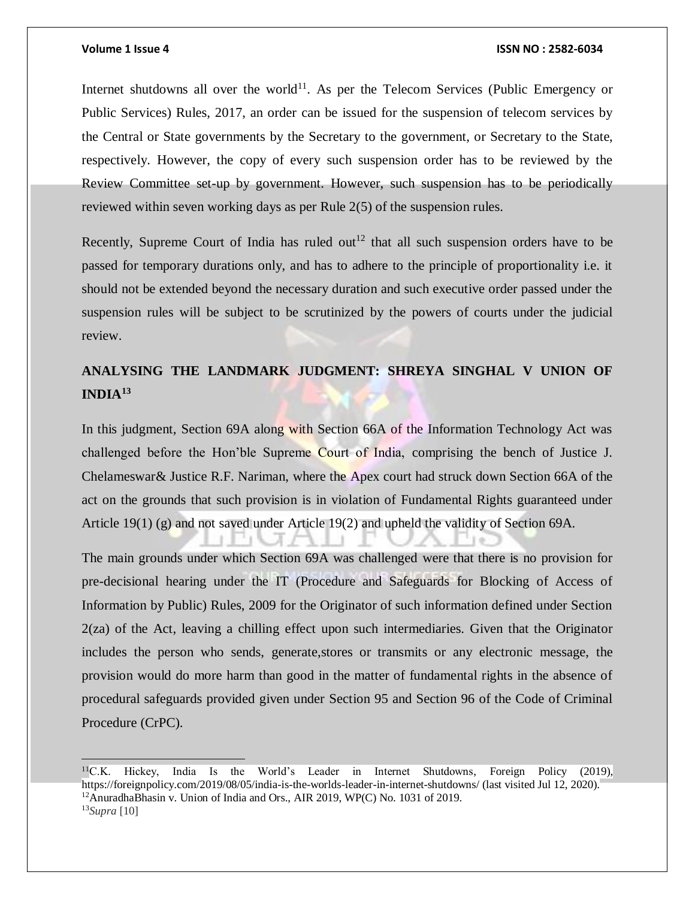Internet shutdowns all over the world[11]. As per the Telecom Services (Public Emergency or Public Services) Rules, 2017, an order can be issued for the suspension of telecom services by the Central or State governments by the Secretary to the government, or Secretary to the State, respectively. However, the copy of every such suspension order has to be reviewed by the Review Committee set-up by government. However, such suspension has to be periodically reviewed within seven working days as per Rule 2(5) of the suspension rules.

Recently, Supreme Court of India has ruled out[12] that all such suspension orders have to be passed for temporary durations only, and has to adhere to the principle of proportionality i.e. it should not be extended beyond the necessary duration and such executive order passed under the suspension rules will be subject to be scrutinized by the powers of courts under the judicial review.

## ANALYSING THE LANDMARK JUDGMENT: SHREYA SINGHAL V UNION OF INDIA[13]

In this judgment, Section 69A along with Section 66A of the Information Technology Act was challenged before the Hon'ble Supreme Court of India, comprising the bench of Justice J. Chelameswar& Justice R.F. Nariman, where the Apex court had struck down Section 66A of the act on the grounds that such provision is in violation of Fundamental Rights guaranteed under Article 19(1) (g) and not saved under Article 19(2) and upheld the validity of Section 69A.

The main grounds under which Section 69A was challenged were that there is no provision for pre-decisional hearing under the IT (Procedure and Safeguards for Blocking of Access of Information by Public) Rules, 2009 for the Originator of such information defined under Section 2(za) of the Act, leaving a chilling effect upon such intermediaries. Given that the Originator includes the person who sends, generate,stores or transmits or any electronic message, the provision would do more harm than good in the matter of fundamental rights in the absence of procedural safeguards provided given under Section 95 and Section 96 of the Code of Criminal Procedure (CrPC).

---

[11]C.K. Hickey, India Is the World's Leader in Internet Shutdowns, Foreign Policy (2019), https://foreignpolicy.com/2019/08/05/india-is-the-worlds-leader-in-internet-shutdowns/ (last visited Jul 12, 2020).

[12]AnuradhaBhasin v. Union of India and Ors., AIR 2019, WP(C) No. 1031 of 2019.

[13]*Supra* [10]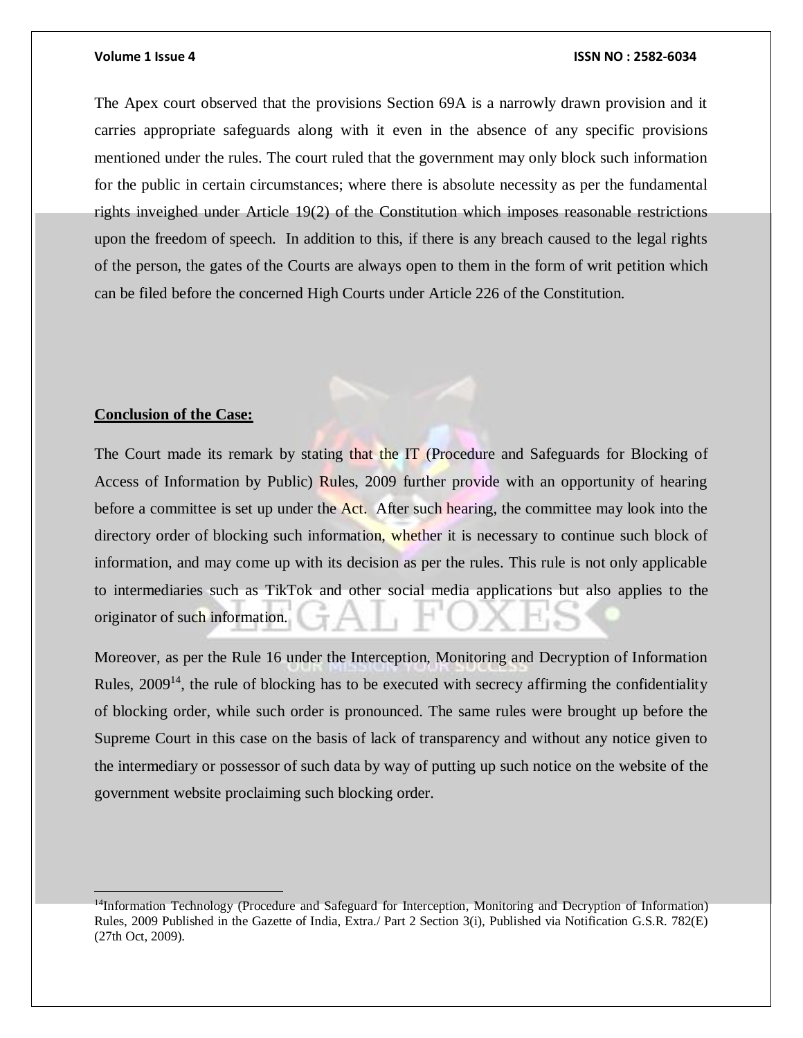The Apex court observed that the provisions Section 69A is a narrowly drawn provision and it carries appropriate safeguards along with it even in the absence of any specific provisions mentioned under the rules. The court ruled that the government may only block such information for the public in certain circumstances; where there is absolute necessity as per the fundamental rights inveighed under Article 19(2) of the Constitution which imposes reasonable restrictions upon the freedom of speech. In addition to this, if there is any breach caused to the legal rights of the person, the gates of the Courts are always open to them in the form of writ petition which can be filed before the concerned High Courts under Article 226 of the Constitution.

**Conclusion of the Case:**

The Court made its remark by stating that the IT (Procedure and Safeguards for Blocking of Access of Information by Public) Rules, 2009 further provide with an opportunity of hearing before a committee is set up under the Act. After such hearing, the committee may look into the directory order of blocking such information, whether it is necessary to continue such block of information, and may come up with its decision as per the rules. This rule is not only applicable to intermediaries such as TikTok and other social media applications but also applies to the originator of such information.

Moreover, as per the Rule 16 under the Interception, Monitoring and Decryption of Information Rules, 2009[14], the rule of blocking has to be executed with secrecy affirming the confidentiality of blocking order, while such order is pronounced. The same rules were brought up before the Supreme Court in this case on the basis of lack of transparency and without any notice given to the intermediary or possessor of such data by way of putting up such notice on the website of the government website proclaiming such blocking order.

---

[14]Information Technology (Procedure and Safeguard for Interception, Monitoring and Decryption of Information) Rules, 2009 Published in the Gazette of India, Extra./ Part 2 Section 3(i), Published via Notification G.S.R. 782(E) (27th Oct, 2009).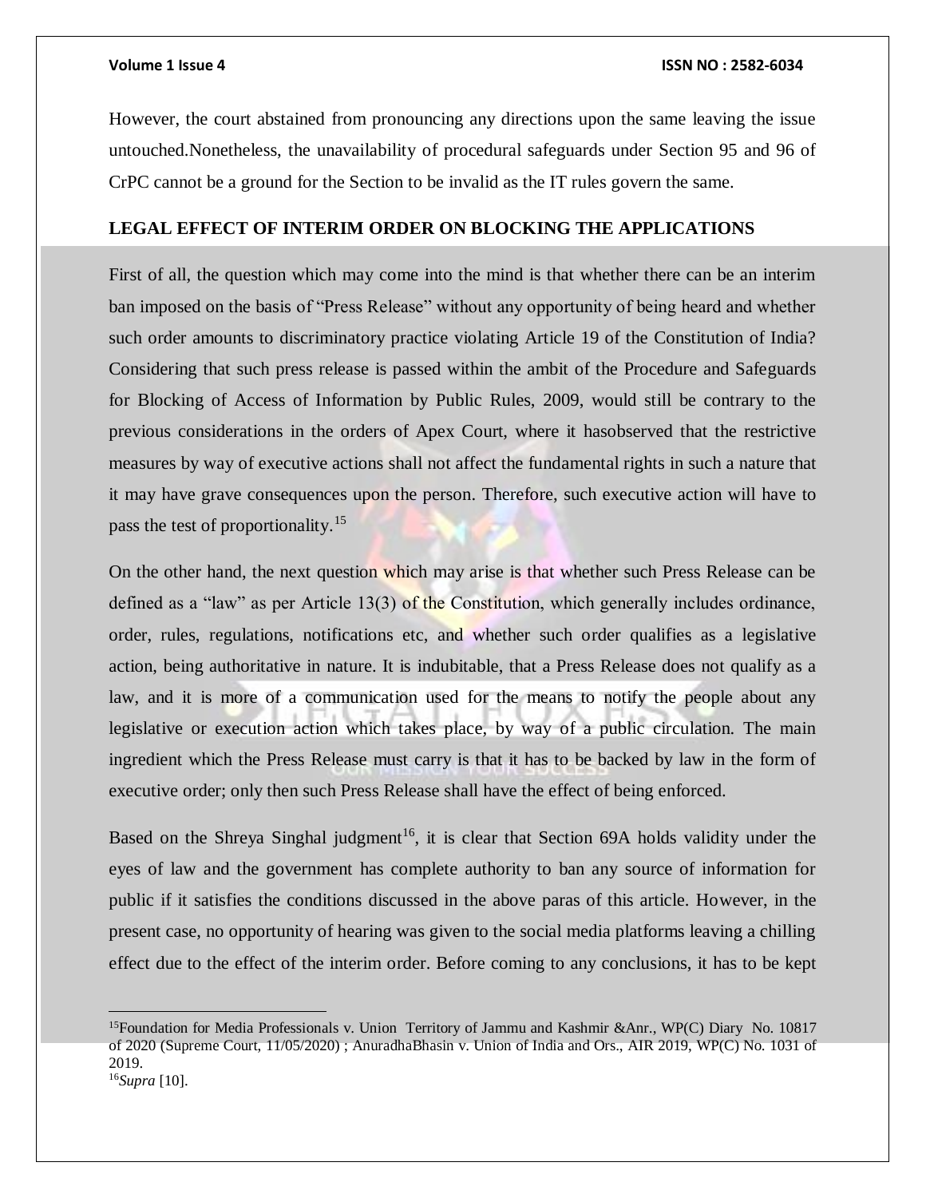However, the court abstained from pronouncing any directions upon the same leaving the issue untouched.Nonetheless, the unavailability of procedural safeguards under Section 95 and 96 of CrPC cannot be a ground for the Section to be invalid as the IT rules govern the same.

**LEGAL EFFECT OF INTERIM ORDER ON BLOCKING THE APPLICATIONS**

First of all, the question which may come into the mind is that whether there can be an interim ban imposed on the basis of "Press Release" without any opportunity of being heard and whether such order amounts to discriminatory practice violating Article 19 of the Constitution of India? Considering that such press release is passed within the ambit of the Procedure and Safeguards for Blocking of Access of Information by Public Rules, 2009, would still be contrary to the previous considerations in the orders of Apex Court, where it hasobserved that the restrictive measures by way of executive actions shall not affect the fundamental rights in such a nature that it may have grave consequences upon the person. Therefore, such executive action will have to pass the test of proportionality.[15]

On the other hand, the next question which may arise is that whether such Press Release can be defined as a "law" as per Article 13(3) of the Constitution, which generally includes ordinance, order, rules, regulations, notifications etc, and whether such order qualifies as a legislative action, being authoritative in nature. It is indubitable, that a Press Release does not qualify as a law, and it is more of a communication used for the means to notify the people about any legislative or execution action which takes place, by way of a public circulation. The main ingredient which the Press Release must carry is that it has to be backed by law in the form of executive order; only then such Press Release shall have the effect of being enforced.

Based on the Shreya Singhal judgment[16], it is clear that Section 69A holds validity under the eyes of law and the government has complete authority to ban any source of information for public if it satisfies the conditions discussed in the above paras of this article. However, in the present case, no opportunity of hearing was given to the social media platforms leaving a chilling effect due to the effect of the interim order. Before coming to any conclusions, it has to be kept

---

[15]Foundation for Media Professionals v. Union Territory of Jammu and Kashmir &Anr., WP(C) Diary No. 10817 of 2020 (Supreme Court, 11/05/2020) ; AnuradhaBhasin v. Union of India and Ors., AIR 2019, WP(C) No. 1031 of 2019.

[16]*Supra* [10].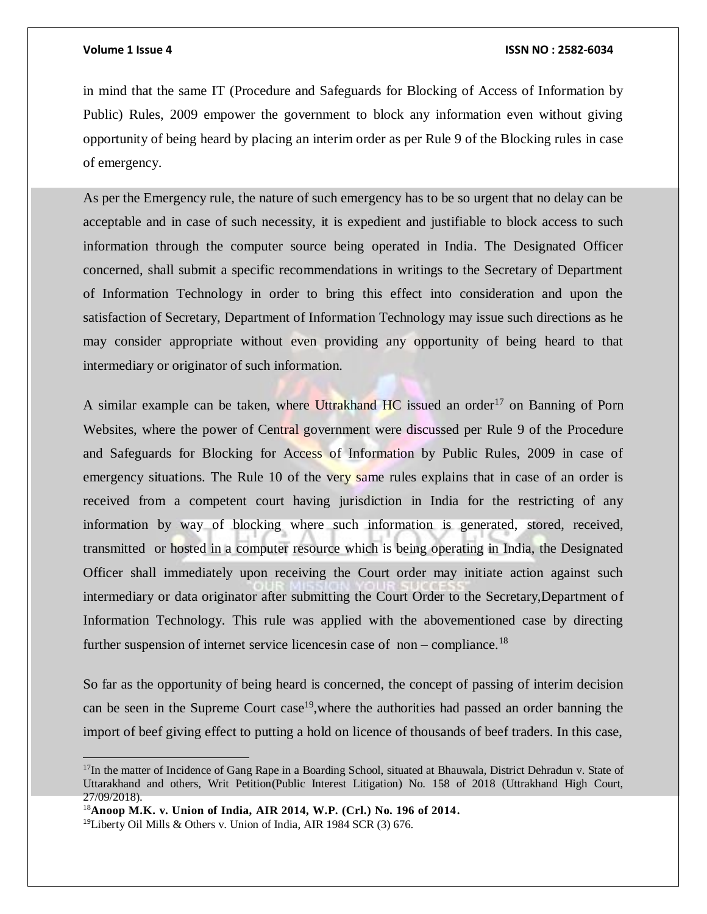in mind that the same IT (Procedure and Safeguards for Blocking of Access of Information by Public) Rules, 2009 empower the government to block any information even without giving opportunity of being heard by placing an interim order as per Rule 9 of the Blocking rules in case of emergency.

As per the Emergency rule, the nature of such emergency has to be so urgent that no delay can be acceptable and in case of such necessity, it is expedient and justifiable to block access to such information through the computer source being operated in India. The Designated Officer concerned, shall submit a specific recommendations in writings to the Secretary of Department of Information Technology in order to bring this effect into consideration and upon the satisfaction of Secretary, Department of Information Technology may issue such directions as he may consider appropriate without even providing any opportunity of being heard to that intermediary or originator of such information.

A similar example can be taken, where Uttrakhand HC issued an order[17] on Banning of Porn Websites, where the power of Central government were discussed per Rule 9 of the Procedure and Safeguards for Blocking for Access of Information by Public Rules, 2009 in case of emergency situations. The Rule 10 of the very same rules explains that in case of an order is received from a competent court having jurisdiction in India for the restricting of any information by way of blocking where such information is generated, stored, received, transmitted or hosted in a computer resource which is being operating in India, the Designated Officer shall immediately upon receiving the Court order may initiate action against such intermediary or data originator after submitting the Court Order to the Secretary,Department of Information Technology. This rule was applied with the abovementioned case by directing further suspension of internet service licencesin case of non – compliance.[18]

So far as the opportunity of being heard is concerned, the concept of passing of interim decision can be seen in the Supreme Court case[19],where the authorities had passed an order banning the import of beef giving effect to putting a hold on licence of thousands of beef traders. In this case,

---

[17] In the matter of Incidence of Gang Rape in a Boarding School, situated at Bhauwala, District Dehradun v. State of Uttarakhand and others, Writ Petition(Public Interest Litigation) No. 158 of 2018 (Uttrakhand High Court, 27/09/2018).

[18] **Anoop M.K. v. Union of India, AIR 2014, W.P. (Crl.) No. 196 of 2014.**

[19] Liberty Oil Mills & Others v. Union of India, AIR 1984 SCR (3) 676.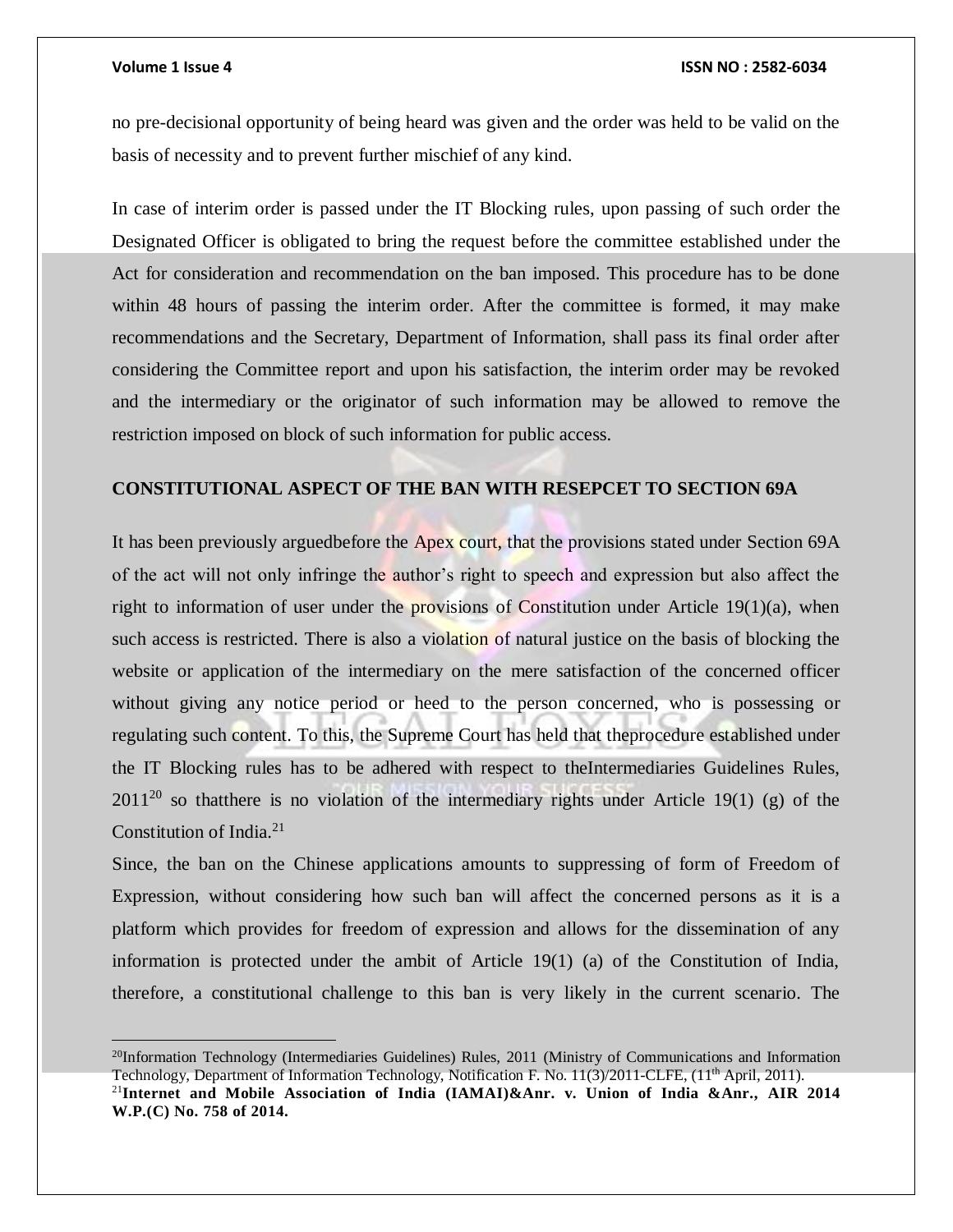no pre-decisional opportunity of being heard was given and the order was held to be valid on the basis of necessity and to prevent further mischief of any kind.

In case of interim order is passed under the IT Blocking rules, upon passing of such order the Designated Officer is obligated to bring the request before the committee established under the Act for consideration and recommendation on the ban imposed. This procedure has to be done within 48 hours of passing the interim order. After the committee is formed, it may make recommendations and the Secretary, Department of Information, shall pass its final order after considering the Committee report and upon his satisfaction, the interim order may be revoked and the intermediary or the originator of such information may be allowed to remove the restriction imposed on block of such information for public access.

**CONSTITUTIONAL ASPECT OF THE BAN WITH RESEPCET TO SECTION 69A**

It has been previously arguedbefore the Apex court, that the provisions stated under Section 69A of the act will not only infringe the author's right to speech and expression but also affect the right to information of user under the provisions of Constitution under Article 19(1)(a), when such access is restricted. There is also a violation of natural justice on the basis of blocking the website or application of the intermediary on the mere satisfaction of the concerned officer without giving any notice period or heed to the person concerned, who is possessing or regulating such content. To this, the Supreme Court has held that theprocedure established under the IT Blocking rules has to be adhered with respect to theIntermediaries Guidelines Rules, 2011[20] so thatthere is no violation of the intermediary rights under Article 19(1) (g) of the Constitution of India.[21]

Since, the ban on the Chinese applications amounts to suppressing of form of Freedom of Expression, without considering how such ban will affect the concerned persons as it is a platform which provides for freedom of expression and allows for the dissemination of any information is protected under the ambit of Article 19(1) (a) of the Constitution of India, therefore, a constitutional challenge to this ban is very likely in the current scenario. The

---

[20]Information Technology (Intermediaries Guidelines) Rules, 2011 (Ministry of Communications and Information Technology, Department of Information Technology, Notification F. No. 11(3)/2011-CLFE, (11th April, 2011).

[21]**Internet and Mobile Association of India (IAMAI)&Anr. v. Union of India &Anr., AIR 2014 W.P.(C) No. 758 of 2014.**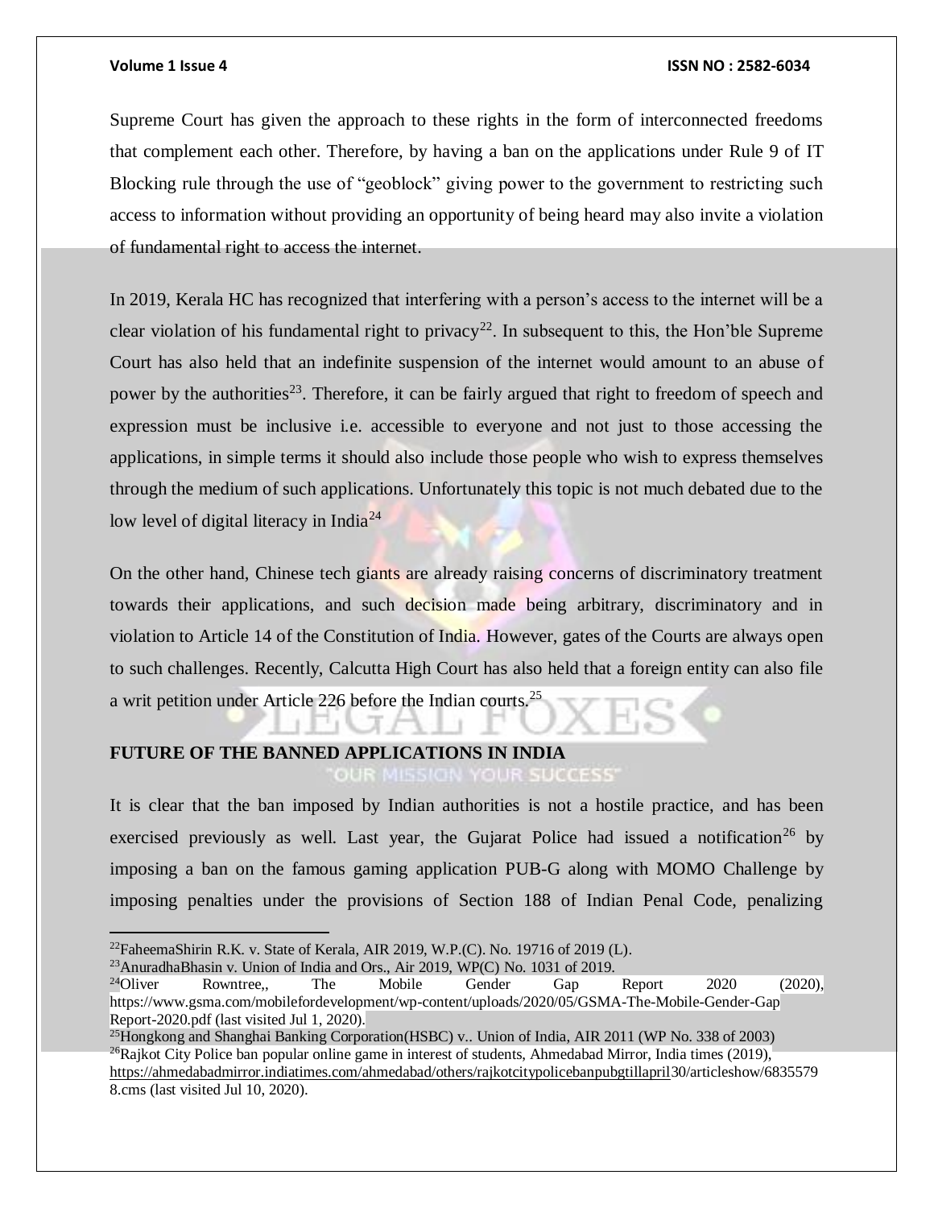Supreme Court has given the approach to these rights in the form of interconnected freedoms that complement each other. Therefore, by having a ban on the applications under Rule 9 of IT Blocking rule through the use of "geoblock" giving power to the government to restricting such access to information without providing an opportunity of being heard may also invite a violation of fundamental right to access the internet.

In 2019, Kerala HC has recognized that interfering with a person's access to the internet will be a clear violation of his fundamental right to privacy[22]. In subsequent to this, the Hon'ble Supreme Court has also held that an indefinite suspension of the internet would amount to an abuse of power by the authorities[23]. Therefore, it can be fairly argued that right to freedom of speech and expression must be inclusive i.e. accessible to everyone and not just to those accessing the applications, in simple terms it should also include those people who wish to express themselves through the medium of such applications. Unfortunately this topic is not much debated due to the low level of digital literacy in India[24]

On the other hand, Chinese tech giants are already raising concerns of discriminatory treatment towards their applications, and such decision made being arbitrary, discriminatory and in violation to Article 14 of the Constitution of India. However, gates of the Courts are always open to such challenges. Recently, Calcutta High Court has also held that a foreign entity can also file a writ petition under Article 226 before the Indian courts.[25]

## FUTURE OF THE BANNED APPLICATIONS IN INDIA

It is clear that the ban imposed by Indian authorities is not a hostile practice, and has been exercised previously as well. Last year, the Gujarat Police had issued a notification[26] by imposing a ban on the famous gaming application PUB-G along with MOMO Challenge by imposing penalties under the provisions of Section 188 of Indian Penal Code, penalizing

---

[22] FaheemaShirin R.K. v. State of Kerala, AIR 2019, W.P.(C). No. 19716 of 2019 (L).

[23] AnuradhaBhasin v. Union of India and Ors., Air 2019, WP(C) No. 1031 of 2019.

[24] Oliver Rowntree,, The Mobile Gender Gap Report 2020 (2020), https://www.gsma.com/mobilefordevelopment/wp-content/uploads/2020/05/GSMA-The-Mobile-Gender-Gap Report-2020.pdf (last visited Jul 1, 2020).

[25] Hongkong and Shanghai Banking Corporation(HSBC) v.. Union of India, AIR 2011 (WP No. 338 of 2003)

[26] Rajkot City Police ban popular online game in interest of students, Ahmedabad Mirror, India times (2019), https://ahmedabadmirror.indiatimes.com/ahmedabad/others/rajkotcitypolicebanpubgtillapril30/articleshow/68355798.cms (last visited Jul 10, 2020).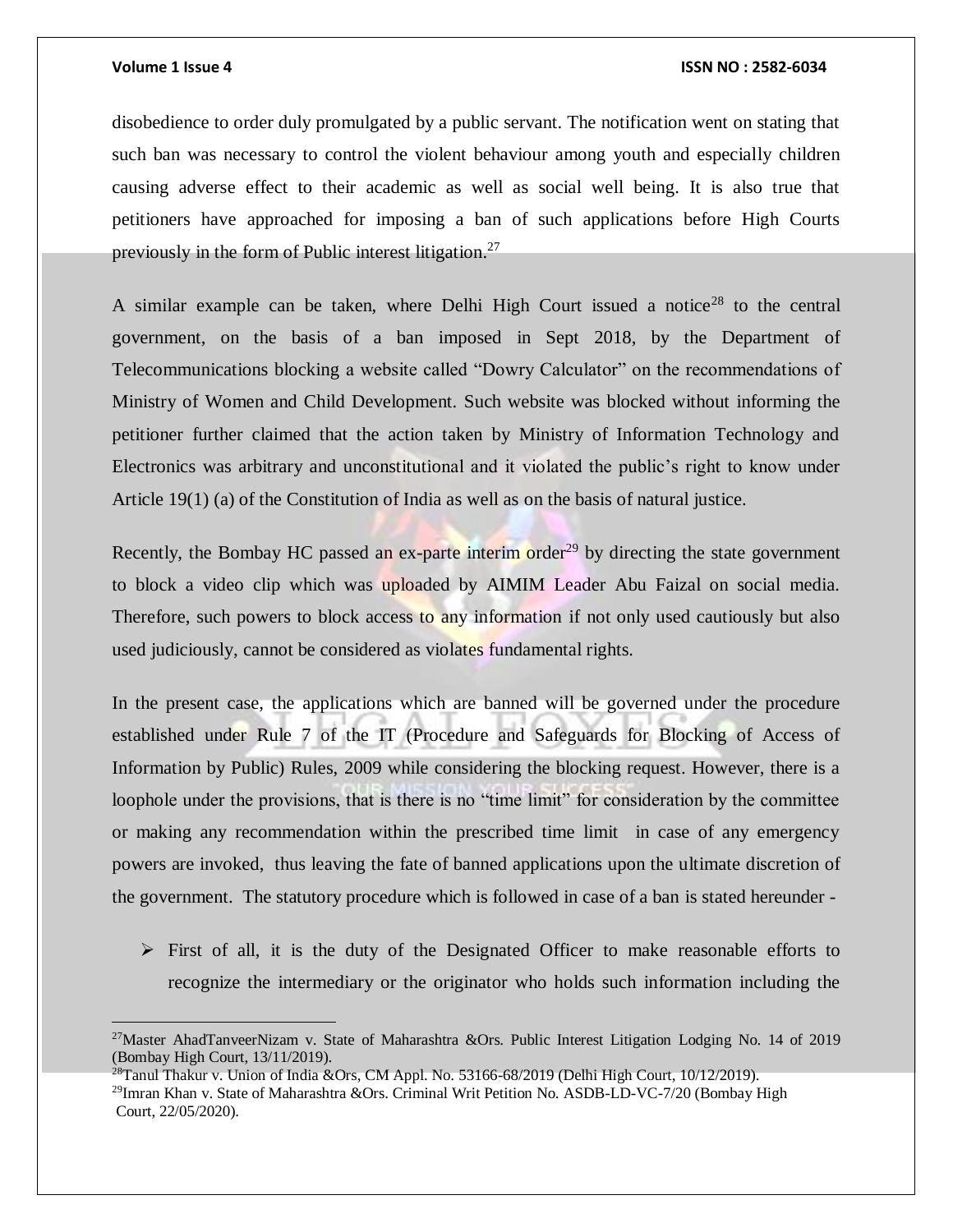disobedience to order duly promulgated by a public servant. The notification went on stating that such ban was necessary to control the violent behaviour among youth and especially children causing adverse effect to their academic as well as social well being. It is also true that petitioners have approached for imposing a ban of such applications before High Courts previously in the form of Public interest litigation.[27]

A similar example can be taken, where Delhi High Court issued a notice[28] to the central government, on the basis of a ban imposed in Sept 2018, by the Department of Telecommunications blocking a website called "Dowry Calculator" on the recommendations of Ministry of Women and Child Development. Such website was blocked without informing the petitioner further claimed that the action taken by Ministry of Information Technology and Electronics was arbitrary and unconstitutional and it violated the public's right to know under Article 19(1) (a) of the Constitution of India as well as on the basis of natural justice.

Recently, the Bombay HC passed an ex-parte interim order[29] by directing the state government to block a video clip which was uploaded by AIMIM Leader Abu Faizal on social media. Therefore, such powers to block access to any information if not only used cautiously but also used judiciously, cannot be considered as violates fundamental rights.

In the present case, the applications which are banned will be governed under the procedure established under Rule 7 of the IT (Procedure and Safeguards for Blocking of Access of Information by Public) Rules, 2009 while considering the blocking request. However, there is a loophole under the provisions, that is there is no "time limit" for consideration by the committee or making any recommendation within the prescribed time limit in case of any emergency powers are invoked, thus leaving the fate of banned applications upon the ultimate discretion of the government. The statutory procedure which is followed in case of a ban is stated hereunder -

- First of all, it is the duty of the Designated Officer to make reasonable efforts to recognize the intermediary or the originator who holds such information including the

---

[27] Master AhadTanveerNizam v. State of Maharashtra &Ors. Public Interest Litigation Lodging No. 14 of 2019 (Bombay High Court, 13/11/2019).

[28] Tanul Thakur v. Union of India &Ors, CM Appl. No. 53166-68/2019 (Delhi High Court, 10/12/2019).

[29] Imran Khan v. State of Maharashtra &Ors. Criminal Writ Petition No. ASDB-LD-VC-7/20 (Bombay High Court, 22/05/2020).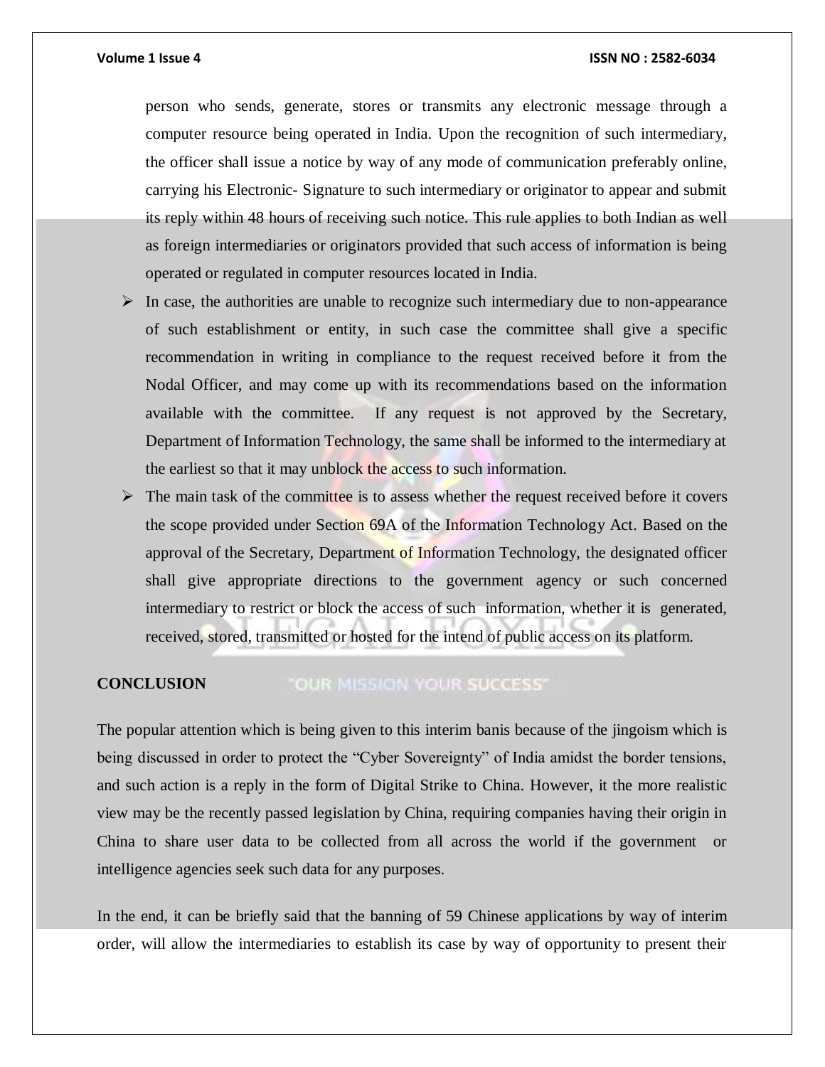person who sends, generate, stores or transmits any electronic message through a computer resource being operated in India. Upon the recognition of such intermediary, the officer shall issue a notice by way of any mode of communication preferably online, carrying his Electronic- Signature to such intermediary or originator to appear and submit its reply within 48 hours of receiving such notice. This rule applies to both Indian as well as foreign intermediaries or originators provided that such access of information is being operated or regulated in computer resources located in India.

- In case, the authorities are unable to recognize such intermediary due to non-appearance of such establishment or entity, in such case the committee shall give a specific recommendation in writing in compliance to the request received before it from the Nodal Officer, and may come up with its recommendations based on the information available with the committee. If any request is not approved by the Secretary, Department of Information Technology, the same shall be informed to the intermediary at the earliest so that it may unblock the access to such information.
- The main task of the committee is to assess whether the request received before it covers the scope provided under Section 69A of the Information Technology Act. Based on the approval of the Secretary, Department of Information Technology, the designated officer shall give appropriate directions to the government agency or such concerned intermediary to restrict or block the access of such information, whether it is generated, received, stored, transmitted or hosted for the intend of public access on its platform.

**CONCLUSION**

The popular attention which is being given to this interim banis because of the jingoism which is being discussed in order to protect the "Cyber Sovereignty" of India amidst the border tensions, and such action is a reply in the form of Digital Strike to China. However, it the more realistic view may be the recently passed legislation by China, requiring companies having their origin in China to share user data to be collected from all across the world if the government or intelligence agencies seek such data for any purposes.

In the end, it can be briefly said that the banning of 59 Chinese applications by way of interim order, will allow the intermediaries to establish its case by way of opportunity to present their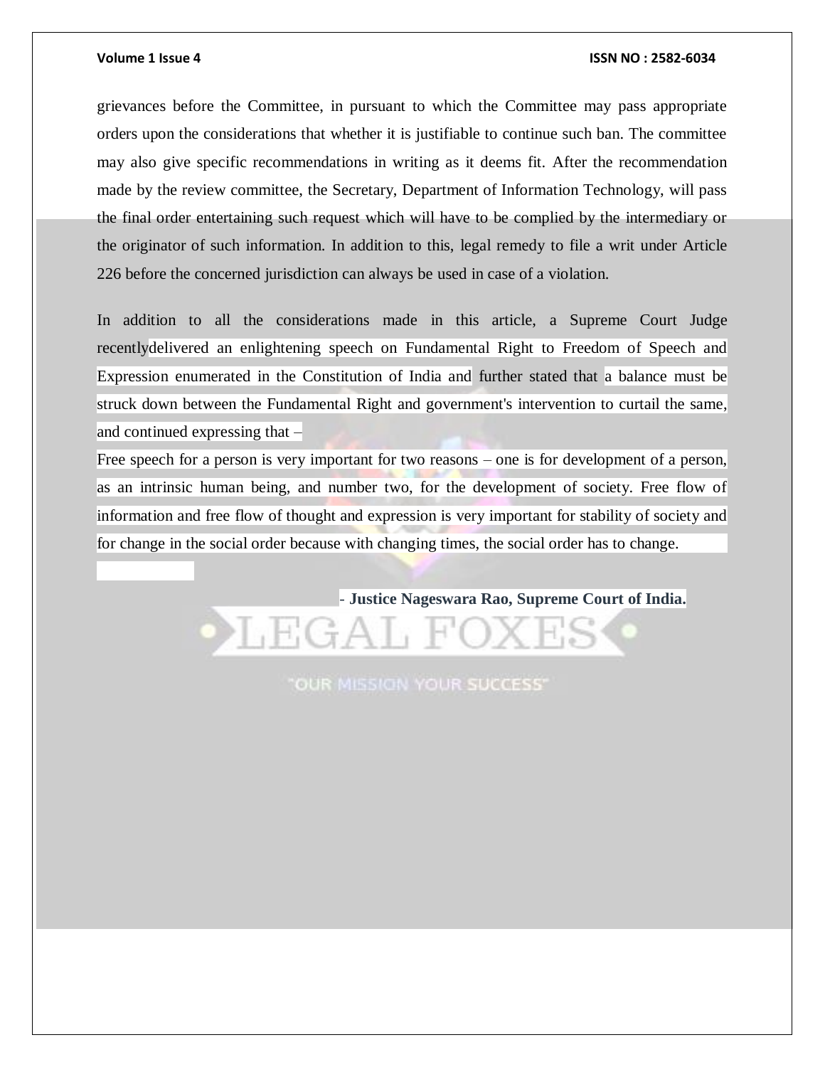grievances before the Committee, in pursuant to which the Committee may pass appropriate orders upon the considerations that whether it is justifiable to continue such ban. The committee may also give specific recommendations in writing as it deems fit. After the recommendation made by the review committee, the Secretary, Department of Information Technology, will pass the final order entertaining such request which will have to be complied by the intermediary or the originator of such information. In addition to this, legal remedy to file a writ under Article 226 before the concerned jurisdiction can always be used in case of a violation.

In addition to all the considerations made in this article, a Supreme Court Judge recentlydelivered an enlightening speech on Fundamental Right to Freedom of Speech and Expression enumerated in the Constitution of India and further stated that a balance must be struck down between the Fundamental Right and government's intervention to curtail the same, and continued expressing that –

Free speech for a person is very important for two reasons – one is for development of a person, as an intrinsic human being, and number two, for the development of society. Free flow of information and free flow of thought and expression is very important for stability of society and for change in the social order because with changing times, the social order has to change.

- **Justice Nageswara Rao, Supreme Court of India.**